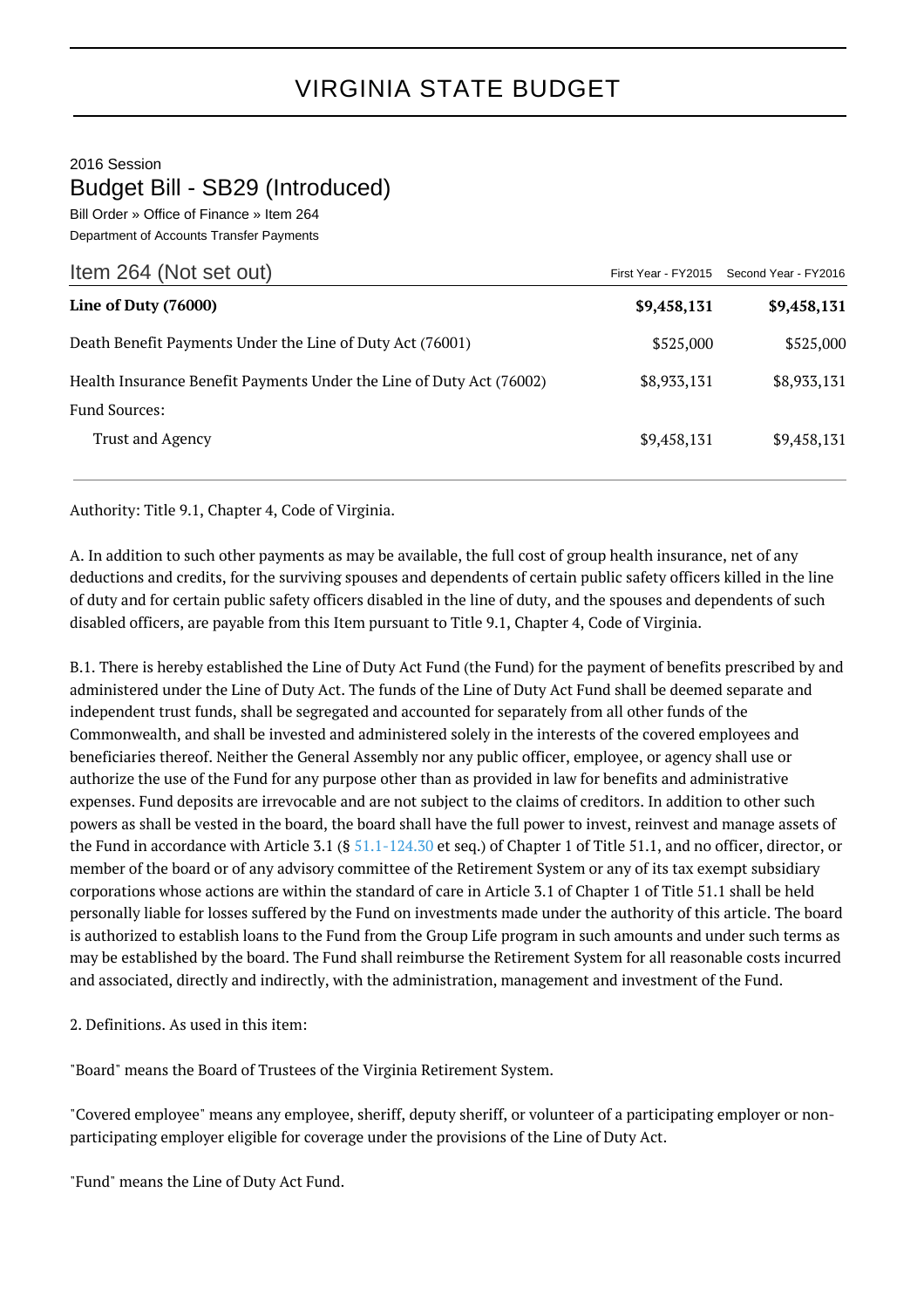# VIRGINIA STATE BUDGET

2016 Session

## Budget Bill - SB29 (Introduced)

Bill Order » Office of Finance » Item 264

Department of Accounts Transfer Payments

| Item 264 (Not set out) | First Year - FY2015 | Second Year - FY2016 |
|---|---|---|
| **Line of Duty (76000)** | **$9,458,131** | **$9,458,131** |
| Death Benefit Payments Under the Line of Duty Act (76001) | $525,000 | $525,000 |
| Health Insurance Benefit Payments Under the Line of Duty Act (76002) | $8,933,131 | $8,933,131 |
| Fund Sources: | | |
| Trust and Agency | $9,458,131 | $9,458,131 |

Authority: Title 9.1, Chapter 4, Code of Virginia.

A. In addition to such other payments as may be available, the full cost of group health insurance, net of any deductions and credits, for the surviving spouses and dependents of certain public safety officers killed in the line of duty and for certain public safety officers disabled in the line of duty, and the spouses and dependents of such disabled officers, are payable from this Item pursuant to Title 9.1, Chapter 4, Code of Virginia.

B.1. There is hereby established the Line of Duty Act Fund (the Fund) for the payment of benefits prescribed by and administered under the Line of Duty Act. The funds of the Line of Duty Act Fund shall be deemed separate and independent trust funds, shall be segregated and accounted for separately from all other funds of the Commonwealth, and shall be invested and administered solely in the interests of the covered employees and beneficiaries thereof. Neither the General Assembly nor any public officer, employee, or agency shall use or authorize the use of the Fund for any purpose other than as provided in law for benefits and administrative expenses. Fund deposits are irrevocable and are not subject to the claims of creditors. In addition to other such powers as shall be vested in the board, the board shall have the full power to invest, reinvest and manage assets of the Fund in accordance with Article 3.1 (§ 51.1-124.30 et seq.) of Chapter 1 of Title 51.1, and no officer, director, or member of the board or of any advisory committee of the Retirement System or any of its tax exempt subsidiary corporations whose actions are within the standard of care in Article 3.1 of Chapter 1 of Title 51.1 shall be held personally liable for losses suffered by the Fund on investments made under the authority of this article. The board is authorized to establish loans to the Fund from the Group Life program in such amounts and under such terms as may be established by the board. The Fund shall reimburse the Retirement System for all reasonable costs incurred and associated, directly and indirectly, with the administration, management and investment of the Fund.

2. Definitions. As used in this item:

"Board" means the Board of Trustees of the Virginia Retirement System.

"Covered employee" means any employee, sheriff, deputy sheriff, or volunteer of a participating employer or non-participating employer eligible for coverage under the provisions of the Line of Duty Act.

"Fund" means the Line of Duty Act Fund.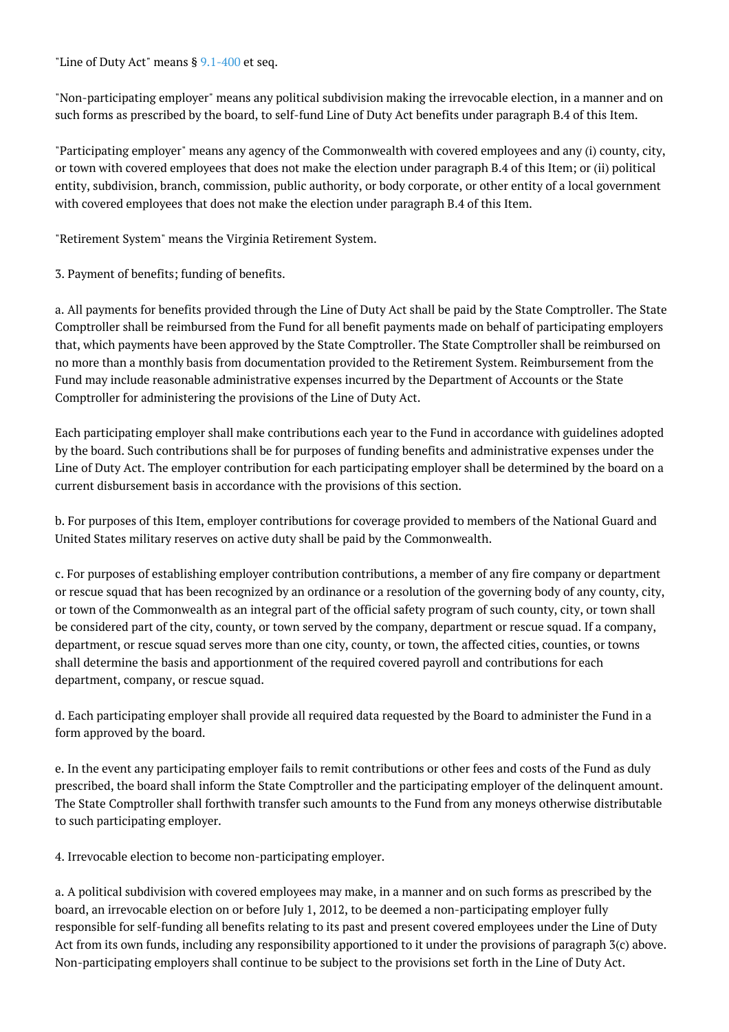"Line of Duty Act" means § 9.1-400 et seq.

"Non-participating employer" means any political subdivision making the irrevocable election, in a manner and on such forms as prescribed by the board, to self-fund Line of Duty Act benefits under paragraph B.4 of this Item.

"Participating employer" means any agency of the Commonwealth with covered employees and any (i) county, city, or town with covered employees that does not make the election under paragraph B.4 of this Item; or (ii) political entity, subdivision, branch, commission, public authority, or body corporate, or other entity of a local government with covered employees that does not make the election under paragraph B.4 of this Item.

"Retirement System" means the Virginia Retirement System.

3. Payment of benefits; funding of benefits.

a. All payments for benefits provided through the Line of Duty Act shall be paid by the State Comptroller. The State Comptroller shall be reimbursed from the Fund for all benefit payments made on behalf of participating employers that, which payments have been approved by the State Comptroller. The State Comptroller shall be reimbursed on no more than a monthly basis from documentation provided to the Retirement System. Reimbursement from the Fund may include reasonable administrative expenses incurred by the Department of Accounts or the State Comptroller for administering the provisions of the Line of Duty Act.

Each participating employer shall make contributions each year to the Fund in accordance with guidelines adopted by the board. Such contributions shall be for purposes of funding benefits and administrative expenses under the Line of Duty Act. The employer contribution for each participating employer shall be determined by the board on a current disbursement basis in accordance with the provisions of this section.

b. For purposes of this Item, employer contributions for coverage provided to members of the National Guard and United States military reserves on active duty shall be paid by the Commonwealth.

c. For purposes of establishing employer contribution contributions, a member of any fire company or department or rescue squad that has been recognized by an ordinance or a resolution of the governing body of any county, city, or town of the Commonwealth as an integral part of the official safety program of such county, city, or town shall be considered part of the city, county, or town served by the company, department or rescue squad. If a company, department, or rescue squad serves more than one city, county, or town, the affected cities, counties, or towns shall determine the basis and apportionment of the required covered payroll and contributions for each department, company, or rescue squad.

d. Each participating employer shall provide all required data requested by the Board to administer the Fund in a form approved by the board.

e. In the event any participating employer fails to remit contributions or other fees and costs of the Fund as duly prescribed, the board shall inform the State Comptroller and the participating employer of the delinquent amount. The State Comptroller shall forthwith transfer such amounts to the Fund from any moneys otherwise distributable to such participating employer.

4. Irrevocable election to become non-participating employer.

a. A political subdivision with covered employees may make, in a manner and on such forms as prescribed by the board, an irrevocable election on or before July 1, 2012, to be deemed a non-participating employer fully responsible for self-funding all benefits relating to its past and present covered employees under the Line of Duty Act from its own funds, including any responsibility apportioned to it under the provisions of paragraph 3(c) above. Non-participating employers shall continue to be subject to the provisions set forth in the Line of Duty Act.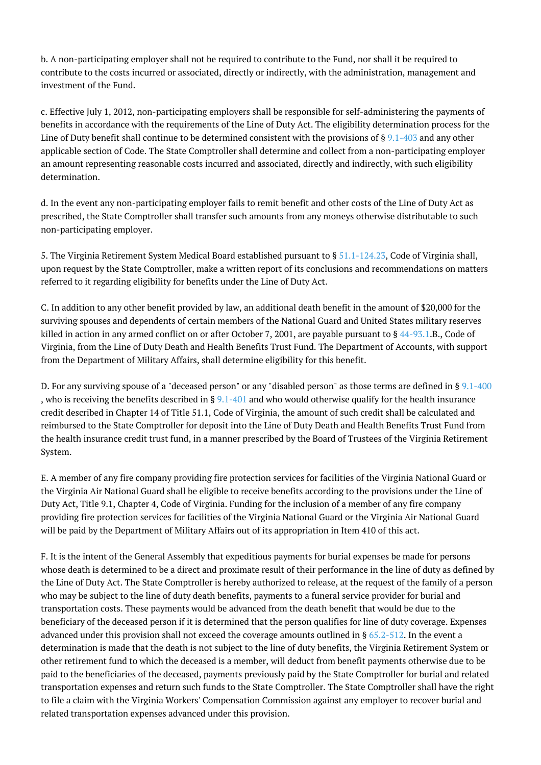b. A non-participating employer shall not be required to contribute to the Fund, nor shall it be required to contribute to the costs incurred or associated, directly or indirectly, with the administration, management and investment of the Fund.

c. Effective July 1, 2012, non-participating employers shall be responsible for self-administering the payments of benefits in accordance with the requirements of the Line of Duty Act. The eligibility determination process for the Line of Duty benefit shall continue to be determined consistent with the provisions of § 9.1-403 and any other applicable section of Code. The State Comptroller shall determine and collect from a non-participating employer an amount representing reasonable costs incurred and associated, directly and indirectly, with such eligibility determination.

d. In the event any non-participating employer fails to remit benefit and other costs of the Line of Duty Act as prescribed, the State Comptroller shall transfer such amounts from any moneys otherwise distributable to such non-participating employer.

5. The Virginia Retirement System Medical Board established pursuant to § 51.1-124.23, Code of Virginia shall, upon request by the State Comptroller, make a written report of its conclusions and recommendations on matters referred to it regarding eligibility for benefits under the Line of Duty Act.

C. In addition to any other benefit provided by law, an additional death benefit in the amount of $20,000 for the surviving spouses and dependents of certain members of the National Guard and United States military reserves killed in action in any armed conflict on or after October 7, 2001, are payable pursuant to § 44-93.1.B., Code of Virginia, from the Line of Duty Death and Health Benefits Trust Fund. The Department of Accounts, with support from the Department of Military Affairs, shall determine eligibility for this benefit.

D. For any surviving spouse of a "deceased person" or any "disabled person" as those terms are defined in § 9.1-400 , who is receiving the benefits described in § 9.1-401 and who would otherwise qualify for the health insurance credit described in Chapter 14 of Title 51.1, Code of Virginia, the amount of such credit shall be calculated and reimbursed to the State Comptroller for deposit into the Line of Duty Death and Health Benefits Trust Fund from the health insurance credit trust fund, in a manner prescribed by the Board of Trustees of the Virginia Retirement System.

E. A member of any fire company providing fire protection services for facilities of the Virginia National Guard or the Virginia Air National Guard shall be eligible to receive benefits according to the provisions under the Line of Duty Act, Title 9.1, Chapter 4, Code of Virginia. Funding for the inclusion of a member of any fire company providing fire protection services for facilities of the Virginia National Guard or the Virginia Air National Guard will be paid by the Department of Military Affairs out of its appropriation in Item 410 of this act.

F. It is the intent of the General Assembly that expeditious payments for burial expenses be made for persons whose death is determined to be a direct and proximate result of their performance in the line of duty as defined by the Line of Duty Act. The State Comptroller is hereby authorized to release, at the request of the family of a person who may be subject to the line of duty death benefits, payments to a funeral service provider for burial and transportation costs. These payments would be advanced from the death benefit that would be due to the beneficiary of the deceased person if it is determined that the person qualifies for line of duty coverage. Expenses advanced under this provision shall not exceed the coverage amounts outlined in § 65.2-512. In the event a determination is made that the death is not subject to the line of duty benefits, the Virginia Retirement System or other retirement fund to which the deceased is a member, will deduct from benefit payments otherwise due to be paid to the beneficiaries of the deceased, payments previously paid by the State Comptroller for burial and related transportation expenses and return such funds to the State Comptroller. The State Comptroller shall have the right to file a claim with the Virginia Workers' Compensation Commission against any employer to recover burial and related transportation expenses advanced under this provision.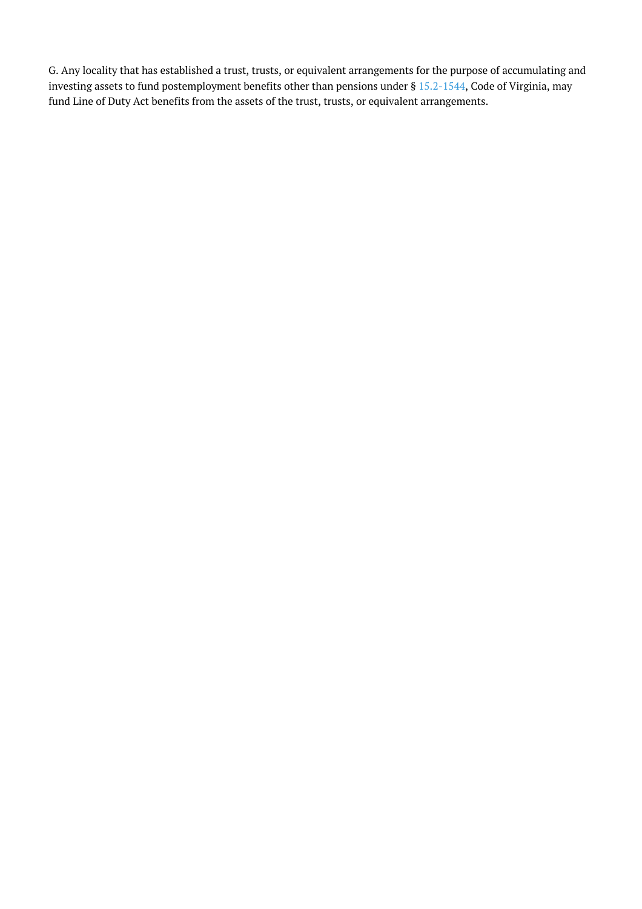G. Any locality that has established a trust, trusts, or equivalent arrangements for the purpose of accumulating and investing assets to fund postemployment benefits other than pensions under § 15.2-1544, Code of Virginia, may fund Line of Duty Act benefits from the assets of the trust, trusts, or equivalent arrangements.